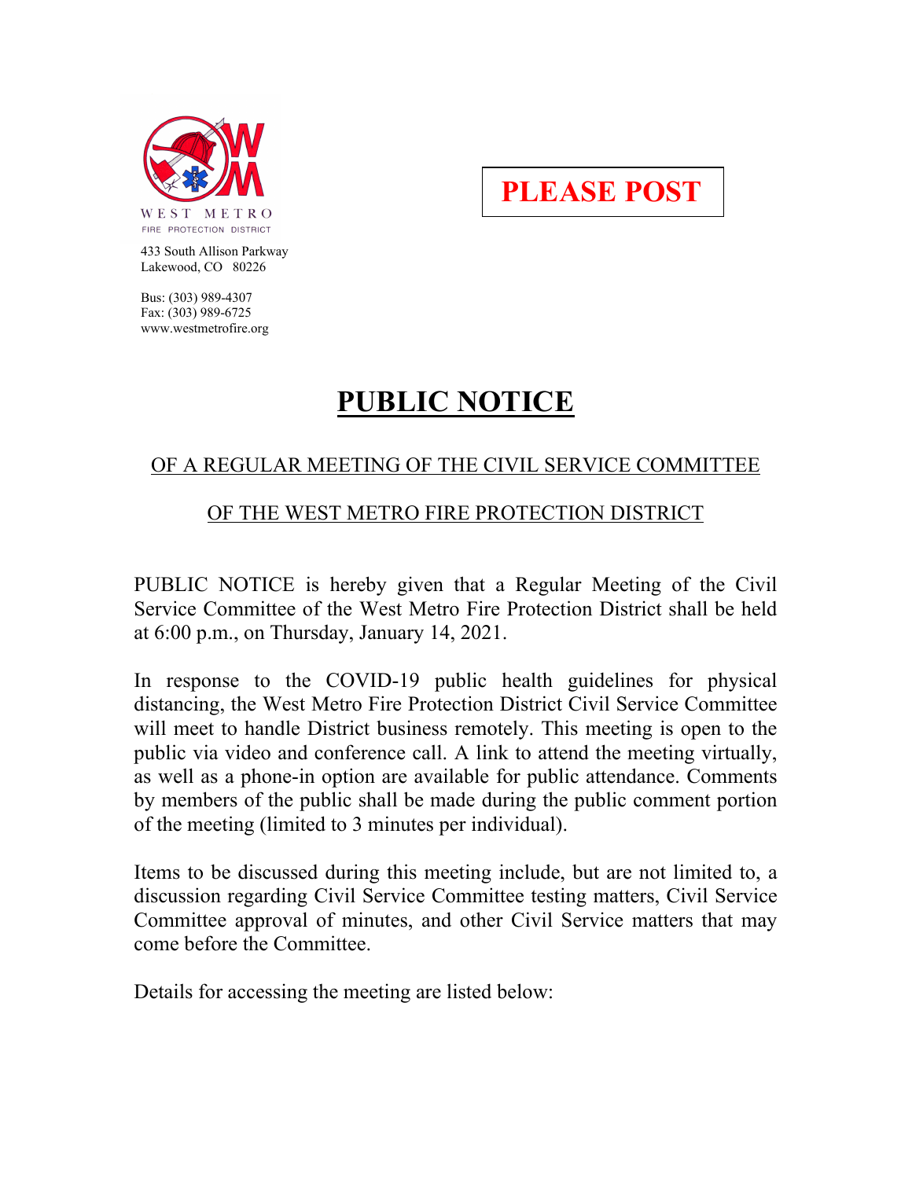WEST METRO
FIRE PROTECTION DISTRICT

433 South Allison Parkway
Lakewood, CO 80226

Bus: (303) 989-4307
Fax: (303) 989-6725
www.westmetrofire.org

**PLEASE POST**

# PUBLIC NOTICE

## OF A REGULAR MEETING OF THE CIVIL SERVICE COMMITTEE

## OF THE WEST METRO FIRE PROTECTION DISTRICT

PUBLIC NOTICE is hereby given that a Regular Meeting of the Civil Service Committee of the West Metro Fire Protection District shall be held at 6:00 p.m., on Thursday, January 14, 2021.

In response to the COVID-19 public health guidelines for physical distancing, the West Metro Fire Protection District Civil Service Committee will meet to handle District business remotely. This meeting is open to the public via video and conference call. A link to attend the meeting virtually, as well as a phone-in option are available for public attendance. Comments by members of the public shall be made during the public comment portion of the meeting (limited to 3 minutes per individual).

Items to be discussed during this meeting include, but are not limited to, a discussion regarding Civil Service Committee testing matters, Civil Service Committee approval of minutes, and other Civil Service matters that may come before the Committee.

Details for accessing the meeting are listed below: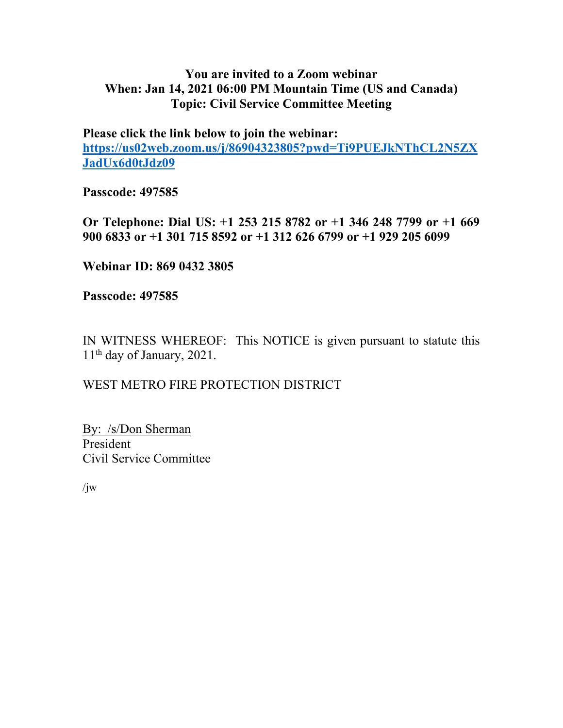**You are invited to a Zoom webinar**
**When: Jan 14, 2021 06:00 PM Mountain Time (US and Canada)**
**Topic: Civil Service Committee Meeting**

**Please click the link below to join the webinar:**
**https://us02web.zoom.us/j/86904323805?pwd=Ti9PUEJkNThCL2N5ZXJadUx6d0tJdz09**

**Passcode: 497585**

**Or Telephone: Dial US: +1 253 215 8782 or +1 346 248 7799 or +1 669 900 6833 or +1 301 715 8592 or +1 312 626 6799 or +1 929 205 6099**

**Webinar ID: 869 0432 3805**

**Passcode: 497585**

IN WITNESS WHEREOF: This NOTICE is given pursuant to statute this 11th day of January, 2021.

WEST METRO FIRE PROTECTION DISTRICT

By: /s/Don Sherman
President
Civil Service Committee

/jw